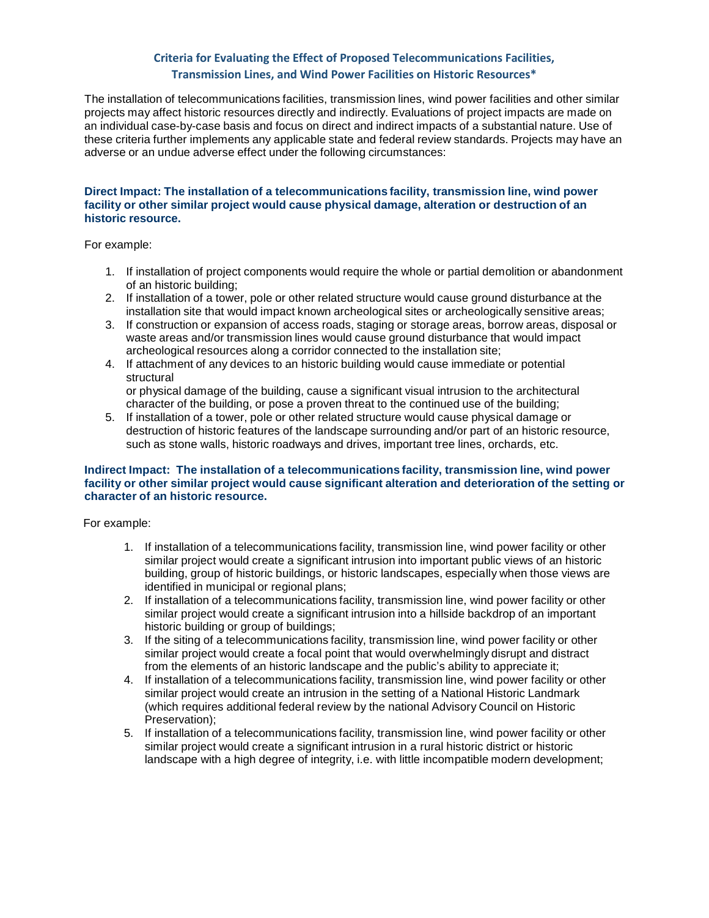## Criteria for Evaluating the Effect of Proposed Telecommunications Facilities, Transmission Lines, and Wind Power Facilities on Historic Resources*

The installation of telecommunications facilities, transmission lines, wind power facilities and other similar projects may affect historic resources directly and indirectly. Evaluations of project impacts are made on an individual case-by-case basis and focus on direct and indirect impacts of a substantial nature. Use of these criteria further implements any applicable state and federal review standards. Projects may have an adverse or an undue adverse effect under the following circumstances:

### Direct Impact: The installation of a telecommunications facility, transmission line, wind power facility or other similar project would cause physical damage, alteration or destruction of an historic resource.

For example:

1. If installation of project components would require the whole or partial demolition or abandonment of an historic building;
2. If installation of a tower, pole or other related structure would cause ground disturbance at the installation site that would impact known archeological sites or archeologically sensitive areas;
3. If construction or expansion of access roads, staging or storage areas, borrow areas, disposal or waste areas and/or transmission lines would cause ground disturbance that would impact archeological resources along a corridor connected to the installation site;
4. If attachment of any devices to an historic building would cause immediate or potential structural or physical damage of the building, cause a significant visual intrusion to the architectural character of the building, or pose a proven threat to the continued use of the building;
5. If installation of a tower, pole or other related structure would cause physical damage or destruction of historic features of the landscape surrounding and/or part of an historic resource, such as stone walls, historic roadways and drives, important tree lines, orchards, etc.

### Indirect Impact: The installation of a telecommunications facility, transmission line, wind power facility or other similar project would cause significant alteration and deterioration of the setting or character of an historic resource.

For example:

1. If installation of a telecommunications facility, transmission line, wind power facility or other similar project would create a significant intrusion into important public views of an historic building, group of historic buildings, or historic landscapes, especially when those views are identified in municipal or regional plans;
2. If installation of a telecommunications facility, transmission line, wind power facility or other similar project would create a significant intrusion into a hillside backdrop of an important historic building or group of buildings;
3. If the siting of a telecommunications facility, transmission line, wind power facility or other similar project would create a focal point that would overwhelmingly disrupt and distract from the elements of an historic landscape and the public's ability to appreciate it;
4. If installation of a telecommunications facility, transmission line, wind power facility or other similar project would create an intrusion in the setting of a National Historic Landmark (which requires additional federal review by the national Advisory Council on Historic Preservation);
5. If installation of a telecommunications facility, transmission line, wind power facility or other similar project would create a significant intrusion in a rural historic district or historic landscape with a high degree of integrity, i.e. with little incompatible modern development;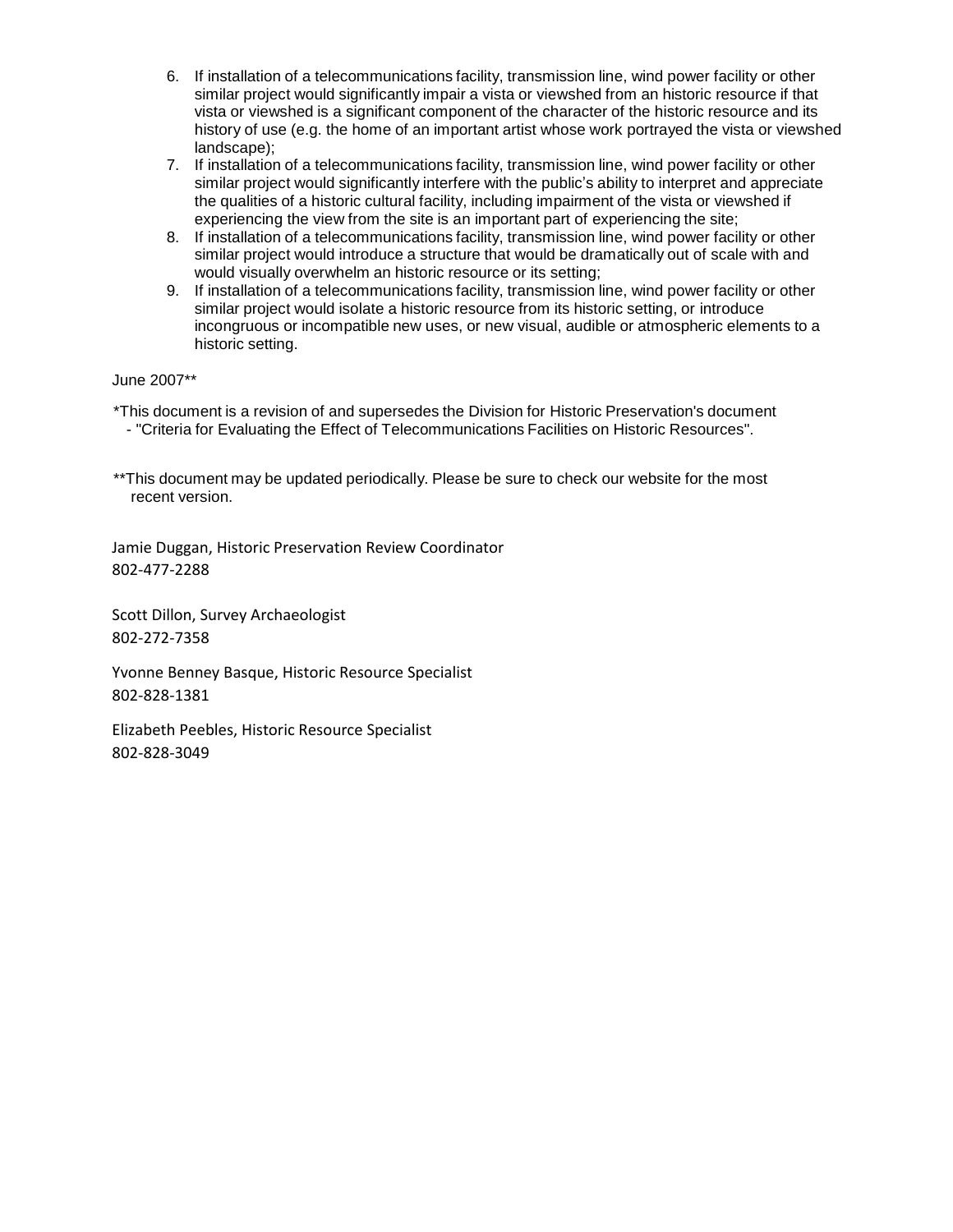6. If installation of a telecommunications facility, transmission line, wind power facility or other similar project would significantly impair a vista or viewshed from an historic resource if that vista or viewshed is a significant component of the character of the historic resource and its history of use (e.g. the home of an important artist whose work portrayed the vista or viewshed landscape);
7. If installation of a telecommunications facility, transmission line, wind power facility or other similar project would significantly interfere with the public's ability to interpret and appreciate the qualities of a historic cultural facility, including impairment of the vista or viewshed if experiencing the view from the site is an important part of experiencing the site;
8. If installation of a telecommunications facility, transmission line, wind power facility or other similar project would introduce a structure that would be dramatically out of scale with and would visually overwhelm an historic resource or its setting;
9. If installation of a telecommunications facility, transmission line, wind power facility or other similar project would isolate a historic resource from its historic setting, or introduce incongruous or incompatible new uses, or new visual, audible or atmospheric elements to a historic setting.

June 2007**

*This document is a revision of and supersedes the Division for Historic Preservation's document - "Criteria for Evaluating the Effect of Telecommunications Facilities on Historic Resources".

**This document may be updated periodically. Please be sure to check our website for the most recent version.

Jamie Duggan, Historic Preservation Review Coordinator
802-477-2288

Scott Dillon, Survey Archaeologist
802-272-7358

Yvonne Benney Basque, Historic Resource Specialist
802-828-1381

Elizabeth Peebles, Historic Resource Specialist
802-828-3049